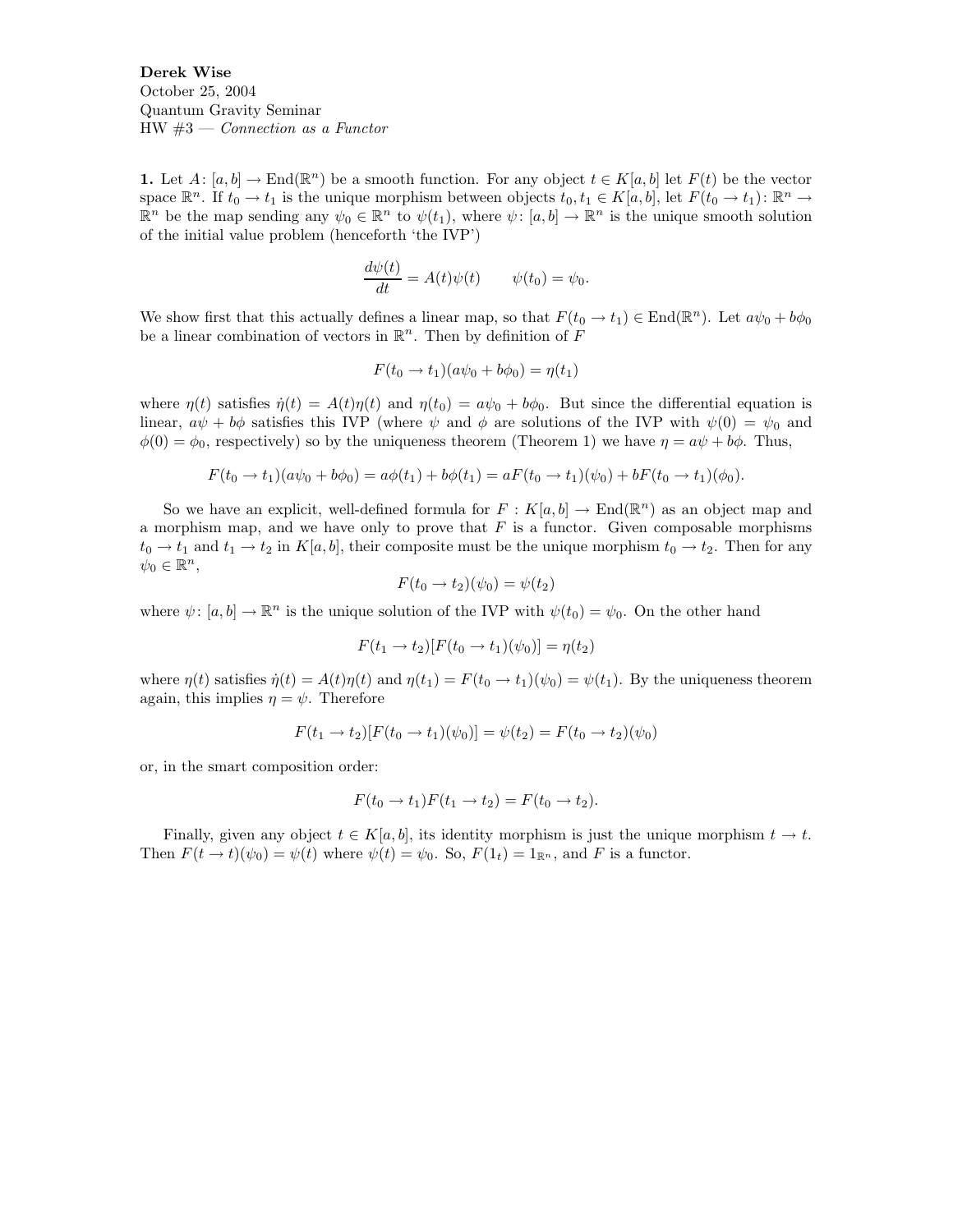**Derek Wise**
October 25, 2004
Quantum Gravity Seminar
HW #3 — *Connection as a Functor*

**1.** Let $A\colon [a,b] \to \mathrm{End}(\mathbb{R}^n)$ be a smooth function. For any object $t \in K[a,b]$ let $F(t)$ be the vector space $\mathbb{R}^n$. If $t_0 \to t_1$ is the unique morphism between objects $t_0, t_1 \in K[a,b]$, let $F(t_0 \to t_1)\colon \mathbb{R}^n \to \mathbb{R}^n$ be the map sending any $\psi_0 \in \mathbb{R}^n$ to $\psi(t_1)$, where $\psi\colon [a,b] \to \mathbb{R}^n$ is the unique smooth solution of the initial value problem (henceforth 'the IVP')

$$\frac{d\psi(t)}{dt} = A(t)\psi(t) \qquad \psi(t_0) = \psi_0.$$

We show first that this actually defines a linear map, so that $F(t_0 \to t_1) \in \mathrm{End}(\mathbb{R}^n)$. Let $a\psi_0 + b\phi_0$ be a linear combination of vectors in $\mathbb{R}^n$. Then by definition of $F$

$$F(t_0 \to t_1)(a\psi_0 + b\phi_0) = \eta(t_1)$$

where $\eta(t)$ satisfies $\dot{\eta}(t) = A(t)\eta(t)$ and $\eta(t_0) = a\psi_0 + b\phi_0$. But since the differential equation is linear, $a\psi + b\phi$ satisfies this IVP (where $\psi$ and $\phi$ are solutions of the IVP with $\psi(0) = \psi_0$ and $\phi(0) = \phi_0$, respectively) so by the uniqueness theorem (Theorem 1) we have $\eta = a\psi + b\phi$. Thus,

$$F(t_0 \to t_1)(a\psi_0 + b\phi_0) = a\phi(t_1) + b\phi(t_1) = aF(t_0 \to t_1)(\psi_0) + bF(t_0 \to t_1)(\phi_0).$$

So we have an explicit, well-defined formula for $F : K[a,b] \to \mathrm{End}(\mathbb{R}^n)$ as an object map and a morphism map, and we have only to prove that $F$ is a functor. Given composable morphisms $t_0 \to t_1$ and $t_1 \to t_2$ in $K[a,b]$, their composite must be the unique morphism $t_0 \to t_2$. Then for any $\psi_0 \in \mathbb{R}^n$,

$$F(t_0 \to t_2)(\psi_0) = \psi(t_2)$$

where $\psi\colon [a,b] \to \mathbb{R}^n$ is the unique solution of the IVP with $\psi(t_0) = \psi_0$. On the other hand

$$F(t_1 \to t_2)[F(t_0 \to t_1)(\psi_0)] = \eta(t_2)$$

where $\eta(t)$ satisfies $\dot{\eta}(t) = A(t)\eta(t)$ and $\eta(t_1) = F(t_0 \to t_1)(\psi_0) = \psi(t_1)$. By the uniqueness theorem again, this implies $\eta = \psi$. Therefore

$$F(t_1 \to t_2)[F(t_0 \to t_1)(\psi_0)] = \psi(t_2) = F(t_0 \to t_2)(\psi_0)$$

or, in the smart composition order:

$$F(t_0 \to t_1)F(t_1 \to t_2) = F(t_0 \to t_2).$$

Finally, given any object $t \in K[a,b]$, its identity morphism is just the unique morphism $t \to t$. Then $F(t \to t)(\psi_0) = \psi(t)$ where $\psi(t) = \psi_0$. So, $F(1_t) = 1_{\mathbb{R}^n}$, and $F$ is a functor.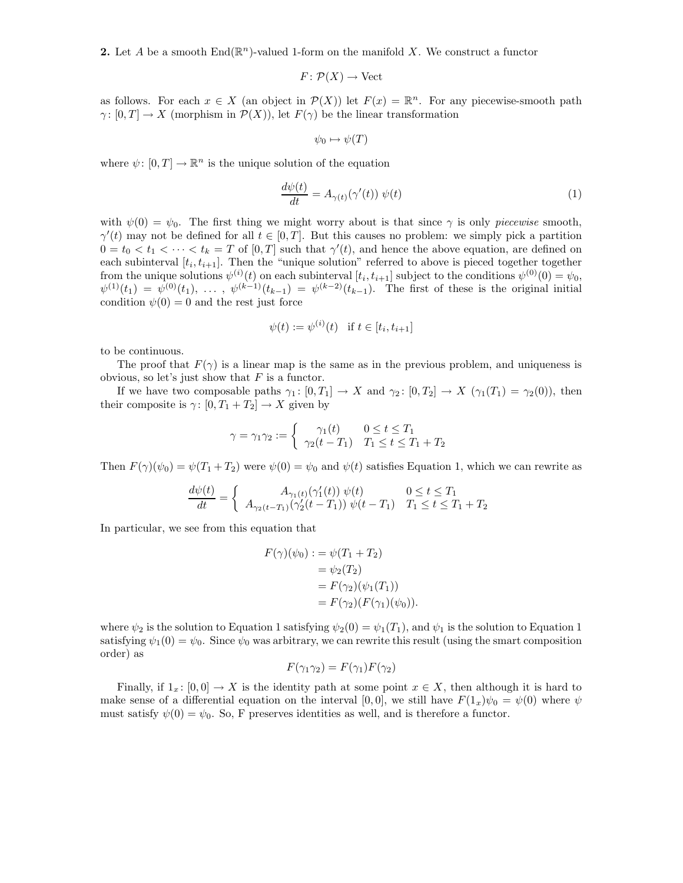**2.** Let $A$ be a smooth $\mathrm{End}(\mathbb{R}^n)$-valued 1-form on the manifold $X$. We construct a functor

$$F\colon \mathcal{P}(X) \to \mathrm{Vect}$$

as follows. For each $x \in X$ (an object in $\mathcal{P}(X)$) let $F(x) = \mathbb{R}^n$. For any piecewise-smooth path $\gamma\colon [0,T] \to X$ (morphism in $\mathcal{P}(X)$), let $F(\gamma)$ be the linear transformation

$$\psi_0 \mapsto \psi(T)$$

where $\psi\colon [0,T] \to \mathbb{R}^n$ is the unique solution of the equation

$$\frac{d\psi(t)}{dt} = A_{\gamma(t)}(\gamma'(t))\ \psi(t) \tag{1}$$

with $\psi(0) = \psi_0$. The first thing we might worry about is that since $\gamma$ is only *piecewise* smooth, $\gamma'(t)$ may not be defined for all $t \in [0,T]$. But this causes no problem: we simply pick a partition $0 = t_0 < t_1 < \cdots < t_k = T$ of $[0,T]$ such that $\gamma'(t)$, and hence the above equation, are defined on each subinterval $[t_i, t_{i+1}]$. Then the "unique solution" referred to above is pieced together together from the unique solutions $\psi^{(i)}(t)$ on each subinterval $[t_i, t_{i+1}]$ subject to the conditions $\psi^{(0)}(0) = \psi_0$, $\psi^{(1)}(t_1) = \psi^{(0)}(t_1)$, $\ldots$ , $\psi^{(k-1)}(t_{k-1}) = \psi^{(k-2)}(t_{k-1})$. The first of these is the original initial condition $\psi(0) = 0$ and the rest just force

$$\psi(t) := \psi^{(i)}(t) \quad \text{if } t \in [t_i, t_{i+1}]$$

to be continuous.

The proof that $F(\gamma)$ is a linear map is the same as in the previous problem, and uniqueness is obvious, so let's just show that $F$ is a functor.

If we have two composable paths $\gamma_1\colon [0,T_1] \to X$ and $\gamma_2\colon [0,T_2] \to X$ ($\gamma_1(T_1) = \gamma_2(0)$), then their composite is $\gamma\colon [0, T_1 + T_2] \to X$ given by

$$\gamma = \gamma_1\gamma_2 := \begin{cases} \gamma_1(t) & 0 \le t \le T_1 \\ \gamma_2(t - T_1) & T_1 \le t \le T_1 + T_2 \end{cases}$$

Then $F(\gamma)(\psi_0) = \psi(T_1 + T_2)$ were $\psi(0) = \psi_0$ and $\psi(t)$ satisfies Equation 1, which we can rewrite as

$$\frac{d\psi(t)}{dt} = \begin{cases} A_{\gamma_1(t)}(\gamma_1'(t))\ \psi(t) & 0 \le t \le T_1 \\ A_{\gamma_2(t-T_1)}(\gamma_2'(t-T_1))\ \psi(t-T_1) & T_1 \le t \le T_1 + T_2 \end{cases}$$

In particular, we see from this equation that

$$\begin{aligned} F(\gamma)(\psi_0) &:= \psi(T_1 + T_2) \\ &= \psi_2(T_2) \\ &= F(\gamma_2)(\psi_1(T_1)) \\ &= F(\gamma_2)(F(\gamma_1)(\psi_0)). \end{aligned}$$

where $\psi_2$ is the solution to Equation 1 satisfying $\psi_2(0) = \psi_1(T_1)$, and $\psi_1$ is the solution to Equation 1 satisfying $\psi_1(0) = \psi_0$. Since $\psi_0$ was arbitrary, we can rewrite this result (using the smart composition order) as

$$F(\gamma_1\gamma_2) = F(\gamma_1)F(\gamma_2)$$

Finally, if $1_x\colon [0,0] \to X$ is the identity path at some point $x \in X$, then although it is hard to make sense of a differential equation on the interval $[0,0]$, we still have $F(1_x)\psi_0 = \psi(0)$ where $\psi$ must satisfy $\psi(0) = \psi_0$. So, F preserves identities as well, and is therefore a functor.